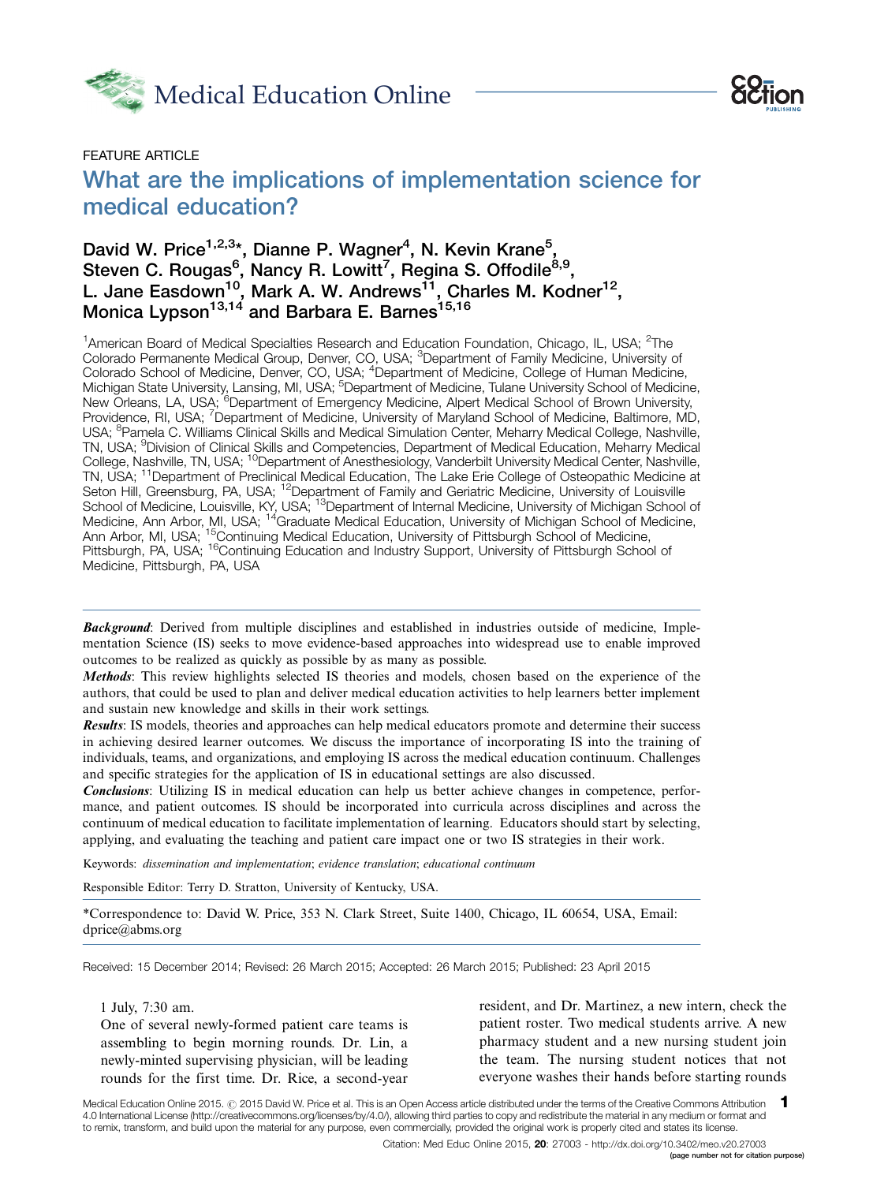FEATURE ARTICLE

# What are the implications of implementation science for medical education?

David W. Price[1,2,3]*, Dianne P. Wagner[4], N. Kevin Krane[5], Steven C. Rougas[6], Nancy R. Lowitt[7], Regina S. Offodile[8,9], L. Jane Easdown[10], Mark A. W. Andrews[11], Charles M. Kodner[12], Monica Lypson[13,14] and Barbara E. Barnes[15,16]

[1]American Board of Medical Specialties Research and Education Foundation, Chicago, IL, USA; [2]The Colorado Permanente Medical Group, Denver, CO, USA; [3]Department of Family Medicine, University of Colorado School of Medicine, Denver, CO, USA; [4]Department of Medicine, College of Human Medicine, Michigan State University, Lansing, MI, USA; [5]Department of Medicine, Tulane University School of Medicine, New Orleans, LA, USA; [6]Department of Emergency Medicine, Alpert Medical School of Brown University, Providence, RI, USA; [7]Department of Medicine, University of Maryland School of Medicine, Baltimore, MD, USA; [8]Pamela C. Williams Clinical Skills and Medical Simulation Center, Meharry Medical College, Nashville, TN, USA; [9]Division of Clinical Skills and Competencies, Department of Medical Education, Meharry Medical College, Nashville, TN, USA; [10]Department of Anesthesiology, Vanderbilt University Medical Center, Nashville, TN, USA; [11]Department of Preclinical Medical Education, The Lake Erie College of Osteopathic Medicine at Seton Hill, Greensburg, PA, USA; [12]Department of Family and Geriatric Medicine, University of Louisville School of Medicine, Louisville, KY, USA; [13]Department of Internal Medicine, University of Michigan School of Medicine, Ann Arbor, MI, USA; [14]Graduate Medical Education, University of Michigan School of Medicine, Ann Arbor, MI, USA; [15]Continuing Medical Education, University of Pittsburgh School of Medicine, Pittsburgh, PA, USA; [16]Continuing Education and Industry Support, University of Pittsburgh School of Medicine, Pittsburgh, PA, USA

***Background***: Derived from multiple disciplines and established in industries outside of medicine, Implementation Science (IS) seeks to move evidence-based approaches into widespread use to enable improved outcomes to be realized as quickly as possible by as many as possible.

***Methods***: This review highlights selected IS theories and models, chosen based on the experience of the authors, that could be used to plan and deliver medical education activities to help learners better implement and sustain new knowledge and skills in their work settings.

***Results***: IS models, theories and approaches can help medical educators promote and determine their success in achieving desired learner outcomes. We discuss the importance of incorporating IS into the training of individuals, teams, and organizations, and employing IS across the medical education continuum. Challenges and specific strategies for the application of IS in educational settings are also discussed.

***Conclusions***: Utilizing IS in medical education can help us better achieve changes in competence, performance, and patient outcomes. IS should be incorporated into curricula across disciplines and across the continuum of medical education to facilitate implementation of learning. Educators should start by selecting, applying, and evaluating the teaching and patient care impact one or two IS strategies in their work.

Keywords: *dissemination and implementation*; *evidence translation*; *educational continuum*

Responsible Editor: Terry D. Stratton, University of Kentucky, USA.

*Correspondence to: David W. Price, 353 N. Clark Street, Suite 1400, Chicago, IL 60654, USA, Email: dprice@abms.org

Received: 15 December 2014; Revised: 26 March 2015; Accepted: 26 March 2015; Published: 23 April 2015

1 July, 7:30 am.

One of several newly-formed patient care teams is assembling to begin morning rounds. Dr. Lin, a newly-minted supervising physician, will be leading rounds for the first time. Dr. Rice, a second-year resident, and Dr. Martinez, a new intern, check the patient roster. Two medical students arrive. A new pharmacy student and a new nursing student join the team. The nursing student notices that not everyone washes their hands before starting rounds

Medical Education Online 2015. © 2015 David W. Price et al. This is an Open Access article distributed under the terms of the Creative Commons Attribution 4.0 International License (http://creativecommons.org/licenses/by/4.0/), allowing third parties to copy and redistribute the material in any medium or format and to remix, transform, and build upon the material for any purpose, even commercially, provided the original work is properly cited and states its license.

Citation: Med Educ Online 2015, 20: 27003 - http://dx.doi.org/10.3402/meo.v20.27003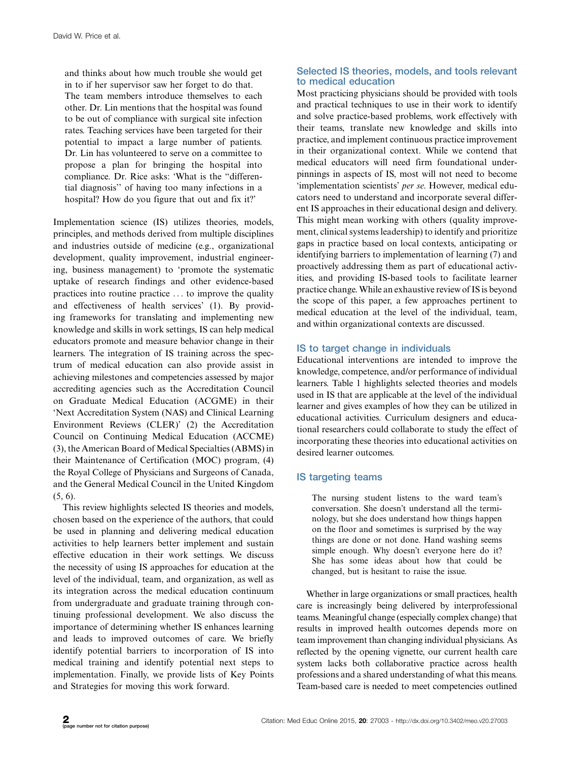and thinks about how much trouble she would get in to if her supervisor saw her forget to do that. The team members introduce themselves to each other. Dr. Lin mentions that the hospital was found to be out of compliance with surgical site infection rates. Teaching services have been targeted for their potential to impact a large number of patients. Dr. Lin has volunteered to serve on a committee to propose a plan for bringing the hospital into compliance. Dr. Rice asks: 'What is the "differential diagnosis" of having too many infections in a hospital? How do you figure that out and fix it?'

Implementation science (IS) utilizes theories, models, principles, and methods derived from multiple disciplines and industries outside of medicine (e.g., organizational development, quality improvement, industrial engineering, business management) to 'promote the systematic uptake of research findings and other evidence-based practices into routine practice ... to improve the quality and effectiveness of health services' (1). By providing frameworks for translating and implementing new knowledge and skills in work settings, IS can help medical educators promote and measure behavior change in their learners. The integration of IS training across the spectrum of medical education can also provide assist in achieving milestones and competencies assessed by major accrediting agencies such as the Accreditation Council on Graduate Medical Education (ACGME) in their 'Next Accreditation System (NAS) and Clinical Learning Environment Reviews (CLER)' (2) the Accreditation Council on Continuing Medical Education (ACCME) (3), the American Board of Medical Specialties (ABMS) in their Maintenance of Certification (MOC) program, (4) the Royal College of Physicians and Surgeons of Canada, and the General Medical Council in the United Kingdom (5, 6).

This review highlights selected IS theories and models, chosen based on the experience of the authors, that could be used in planning and delivering medical education activities to help learners better implement and sustain effective education in their work settings. We discuss the necessity of using IS approaches for education at the level of the individual, team, and organization, as well as its integration across the medical education continuum from undergraduate and graduate training through continuing professional development. We also discuss the importance of determining whether IS enhances learning and leads to improved outcomes of care. We briefly identify potential barriers to incorporation of IS into medical training and identify potential next steps to implementation. Finally, we provide lists of Key Points and Strategies for moving this work forward.

## Selected IS theories, models, and tools relevant to medical education

Most practicing physicians should be provided with tools and practical techniques to use in their work to identify and solve practice-based problems, work effectively with their teams, translate new knowledge and skills into practice, and implement continuous practice improvement in their organizational context. While we contend that medical educators will need firm foundational underpinnings in aspects of IS, most will not need to become 'implementation scientists' *per se*. However, medical educators need to understand and incorporate several different IS approaches in their educational design and delivery. This might mean working with others (quality improvement, clinical systems leadership) to identify and prioritize gaps in practice based on local contexts, anticipating or identifying barriers to implementation of learning (7) and proactively addressing them as part of educational activities, and providing IS-based tools to facilitate learner practice change. While an exhaustive review of IS is beyond the scope of this paper, a few approaches pertinent to medical education at the level of the individual, team, and within organizational contexts are discussed.

### IS to target change in individuals

Educational interventions are intended to improve the knowledge, competence, and/or performance of individual learners. Table 1 highlights selected theories and models used in IS that are applicable at the level of the individual learner and gives examples of how they can be utilized in educational activities. Curriculum designers and educational researchers could collaborate to study the effect of incorporating these theories into educational activities on desired learner outcomes.

### IS targeting teams

The nursing student listens to the ward team's conversation. She doesn't understand all the terminology, but she does understand how things happen on the floor and sometimes is surprised by the way things are done or not done. Hand washing seems simple enough. Why doesn't everyone here do it? She has some ideas about how that could be changed, but is hesitant to raise the issue.

Whether in large organizations or small practices, health care is increasingly being delivered by interprofessional teams. Meaningful change (especially complex change) that results in improved health outcomes depends more on team improvement than changing individual physicians. As reflected by the opening vignette, our current health care system lacks both collaborative practice across health professions and a shared understanding of what this means. Team-based care is needed to meet competencies outlined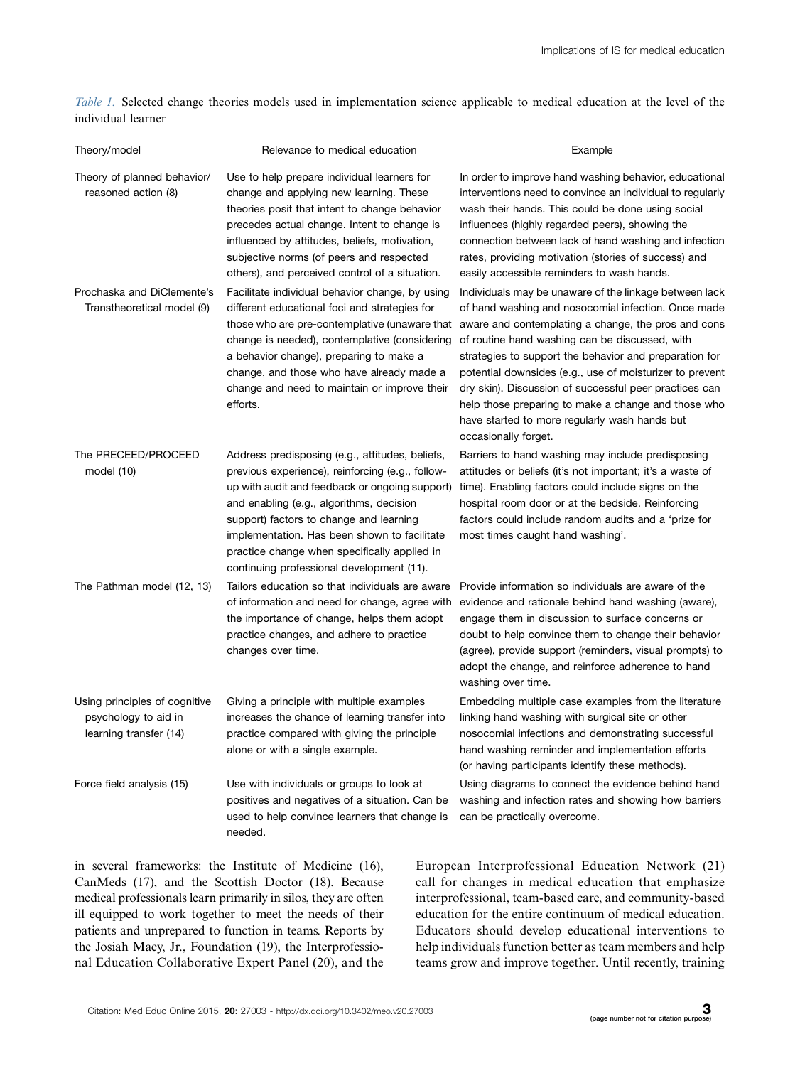*Table 1.* Selected change theories models used in implementation science applicable to medical education at the level of the individual learner

| Theory/model | Relevance to medical education | Example |
|---|---|---|
| Theory of planned behavior/ reasoned action (8) | Use to help prepare individual learners for change and applying new learning. These theories posit that intent to change behavior precedes actual change. Intent to change is influenced by attitudes, beliefs, motivation, subjective norms (of peers and respected others), and perceived control of a situation. | In order to improve hand washing behavior, educational interventions need to convince an individual to regularly wash their hands. This could be done using social influences (highly regarded peers), showing the connection between lack of hand washing and infection rates, providing motivation (stories of success) and easily accessible reminders to wash hands. |
| Prochaska and DiClemente's Transtheoretical model (9) | Facilitate individual behavior change, by using different educational foci and strategies for those who are pre-contemplative (unaware that change is needed), contemplative (considering a behavior change), preparing to make a change, and those who have already made a change and need to maintain or improve their efforts. | Individuals may be unaware of the linkage between lack of hand washing and nosocomial infection. Once made aware and contemplating a change, the pros and cons of routine hand washing can be discussed, with strategies to support the behavior and preparation for potential downsides (e.g., use of moisturizer to prevent dry skin). Discussion of successful peer practices can help those preparing to make a change and those who have started to more regularly wash hands but occasionally forget. |
| The PRECEED/PROCEED model (10) | Address predisposing (e.g., attitudes, beliefs, previous experience), reinforcing (e.g., follow-up with audit and feedback or ongoing support) and enabling (e.g., algorithms, decision support) factors to change and learning implementation. Has been shown to facilitate practice change when specifically applied in continuing professional development (11). | Barriers to hand washing may include predisposing attitudes or beliefs (it's not important; it's a waste of time). Enabling factors could include signs on the hospital room door or at the bedside. Reinforcing factors could include random audits and a 'prize for most times caught hand washing'. |
| The Pathman model (12, 13) | Tailors education so that individuals are aware of information and need for change, agree with the importance of change, helps them adopt practice changes, and adhere to practice changes over time. | Provide information so individuals are aware of the evidence and rationale behind hand washing (aware), engage them in discussion to surface concerns or doubt to help convince them to change their behavior (agree), provide support (reminders, visual prompts) to adopt the change, and reinforce adherence to hand washing over time. |
| Using principles of cognitive psychology to aid in learning transfer (14) | Giving a principle with multiple examples increases the chance of learning transfer into practice compared with giving the principle alone or with a single example. | Embedding multiple case examples from the literature linking hand washing with surgical site or other nosocomial infections and demonstrating successful hand washing reminder and implementation efforts (or having participants identify these methods). |
| Force field analysis (15) | Use with individuals or groups to look at positives and negatives of a situation. Can be used to help convince learners that change is needed. | Using diagrams to connect the evidence behind hand washing and infection rates and showing how barriers can be practically overcome. |

in several frameworks: the Institute of Medicine (16), CanMeds (17), and the Scottish Doctor (18). Because medical professionals learn primarily in silos, they are often ill equipped to work together to meet the needs of their patients and unprepared to function in teams. Reports by the Josiah Macy, Jr., Foundation (19), the Interprofessional Education Collaborative Expert Panel (20), and the European Interprofessional Education Network (21) call for changes in medical education that emphasize interprofessional, team-based care, and community-based education for the entire continuum of medical education. Educators should develop educational interventions to help individuals function better as team members and help teams grow and improve together. Until recently, training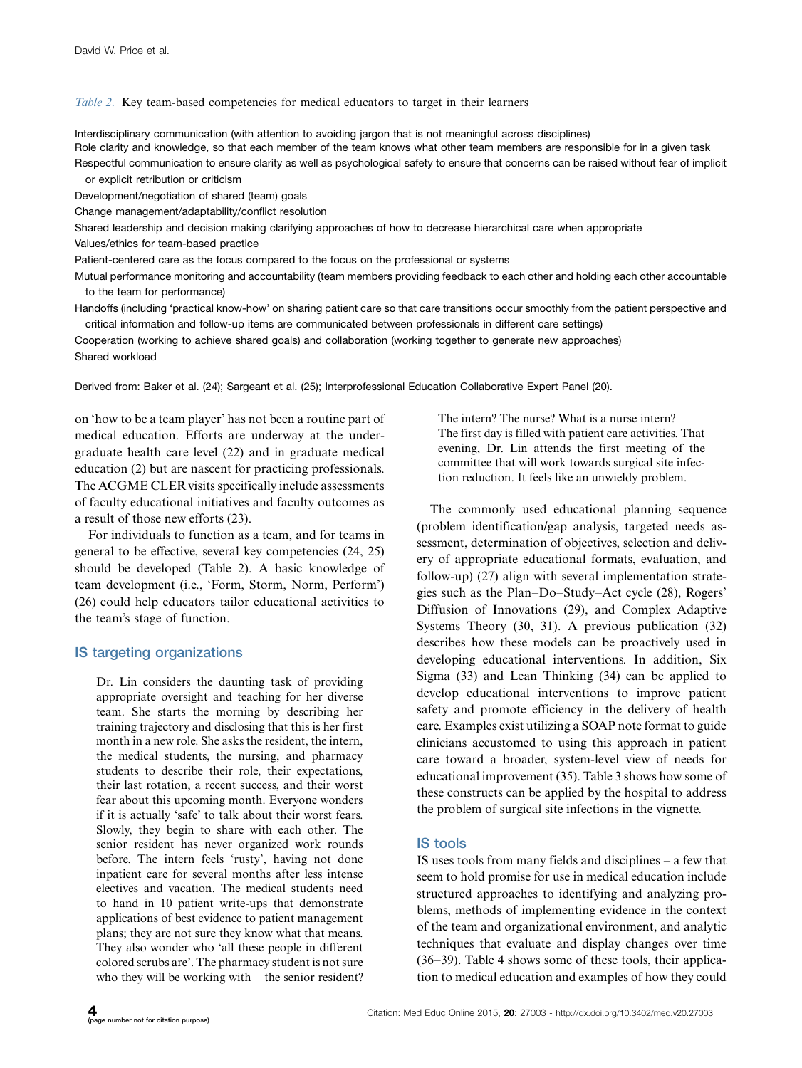*Table 2.* Key team-based competencies for medical educators to target in their learners

| |
|---|
| Interdisciplinary communication (with attention to avoiding jargon that is not meaningful across disciplines) |
| Role clarity and knowledge, so that each member of the team knows what other team members are responsible for in a given task |
| Respectful communication to ensure clarity as well as psychological safety to ensure that concerns can be raised without fear of implicit or explicit retribution or criticism |
| Development/negotiation of shared (team) goals |
| Change management/adaptability/conflict resolution |
| Shared leadership and decision making clarifying approaches of how to decrease hierarchical care when appropriate |
| Values/ethics for team-based practice |
| Patient-centered care as the focus compared to the focus on the professional or systems |
| Mutual performance monitoring and accountability (team members providing feedback to each other and holding each other accountable to the team for performance) |
| Handoffs (including 'practical know-how' on sharing patient care so that care transitions occur smoothly from the patient perspective and critical information and follow-up items are communicated between professionals in different care settings) |
| Cooperation (working to achieve shared goals) and collaboration (working together to generate new approaches) |
| Shared workload |

Derived from: Baker et al. (24); Sargeant et al. (25); Interprofessional Education Collaborative Expert Panel (20).

on 'how to be a team player' has not been a routine part of medical education. Efforts are underway at the undergraduate health care level (22) and in graduate medical education (2) but are nascent for practicing professionals. The ACGME CLER visits specifically include assessments of faculty educational initiatives and faculty outcomes as a result of those new efforts (23).

For individuals to function as a team, and for teams in general to be effective, several key competencies (24, 25) should be developed (Table 2). A basic knowledge of team development (i.e., 'Form, Storm, Norm, Perform') (26) could help educators tailor educational activities to the team's stage of function.

## IS targeting organizations

> Dr. Lin considers the daunting task of providing appropriate oversight and teaching for her diverse team. She starts the morning by describing her training trajectory and disclosing that this is her first month in a new role. She asks the resident, the intern, the medical students, the nursing, and pharmacy students to describe their role, their expectations, their last rotation, a recent success, and their worst fear about this upcoming month. Everyone wonders if it is actually 'safe' to talk about their worst fears. Slowly, they begin to share with each other. The senior resident has never organized work rounds before. The intern feels 'rusty', having not done inpatient care for several months after less intense electives and vacation. The medical students need to hand in 10 patient write-ups that demonstrate applications of best evidence to patient management plans; they are not sure they know what that means. They also wonder who 'all these people in different colored scrubs are'. The pharmacy student is not sure who they will be working with – the senior resident? The intern? The nurse? What is a nurse intern? The first day is filled with patient care activities. That evening, Dr. Lin attends the first meeting of the committee that will work towards surgical site infection reduction. It feels like an unwieldy problem.

The commonly used educational planning sequence (problem identification/gap analysis, targeted needs assessment, determination of objectives, selection and delivery of appropriate educational formats, evaluation, and follow-up) (27) align with several implementation strategies such as the Plan–Do–Study–Act cycle (28), Rogers' Diffusion of Innovations (29), and Complex Adaptive Systems Theory (30, 31). A previous publication (32) describes how these models can be proactively used in developing educational interventions. In addition, Six Sigma (33) and Lean Thinking (34) can be applied to develop educational interventions to improve patient safety and promote efficiency in the delivery of health care. Examples exist utilizing a SOAP note format to guide clinicians accustomed to using this approach in patient care toward a broader, system-level view of needs for educational improvement (35). Table 3 shows how some of these constructs can be applied by the hospital to address the problem of surgical site infections in the vignette.

## IS tools

IS uses tools from many fields and disciplines – a few that seem to hold promise for use in medical education include structured approaches to identifying and analyzing problems, methods of implementing evidence in the context of the team and organizational environment, and analytic techniques that evaluate and display changes over time (36–39). Table 4 shows some of these tools, their application to medical education and examples of how they could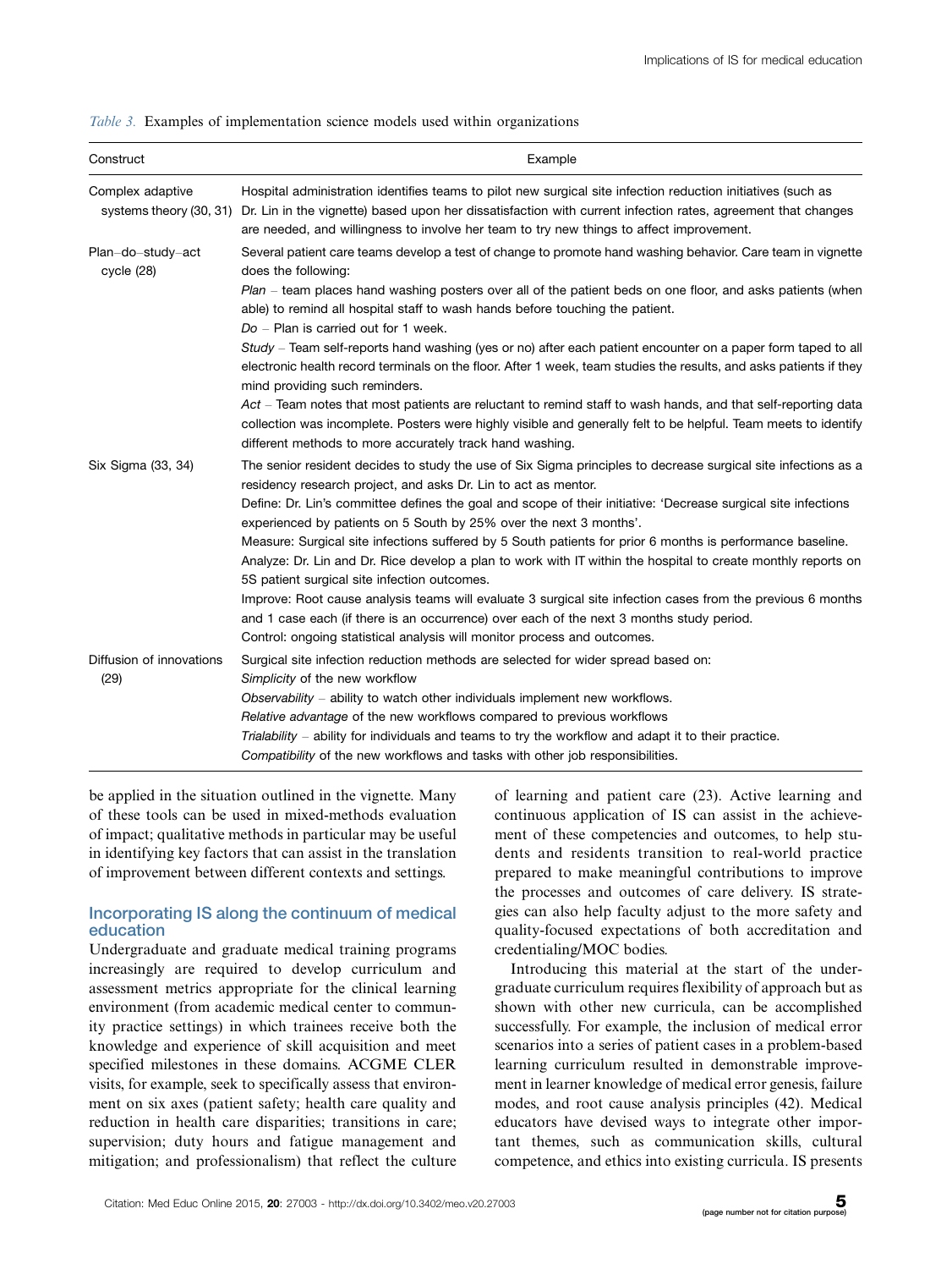*Table 3.* Examples of implementation science models used within organizations

| Construct | Example |
|---|---|
| Complex adaptive systems theory (30, 31) | Hospital administration identifies teams to pilot new surgical site infection reduction initiatives (such as Dr. Lin in the vignette) based upon her dissatisfaction with current infection rates, agreement that changes are needed, and willingness to involve her team to try new things to affect improvement. |
| Plan–do–study–act cycle (28) | Several patient care teams develop a test of change to promote hand washing behavior. Care team in vignette does the following:<br>*Plan* – team places hand washing posters over all of the patient beds on one floor, and asks patients (when able) to remind all hospital staff to wash hands before touching the patient.<br>*Do* – Plan is carried out for 1 week.<br>*Study* – Team self-reports hand washing (yes or no) after each patient encounter on a paper form taped to all electronic health record terminals on the floor. After 1 week, team studies the results, and asks patients if they mind providing such reminders.<br>*Act* – Team notes that most patients are reluctant to remind staff to wash hands, and that self-reporting data collection was incomplete. Posters were highly visible and generally felt to be helpful. Team meets to identify different methods to more accurately track hand washing. |
| Six Sigma (33, 34) | The senior resident decides to study the use of Six Sigma principles to decrease surgical site infections as a residency research project, and asks Dr. Lin to act as mentor.<br>Define: Dr. Lin's committee defines the goal and scope of their initiative: 'Decrease surgical site infections experienced by patients on 5 South by 25% over the next 3 months'.<br>Measure: Surgical site infections suffered by 5 South patients for prior 6 months is performance baseline.<br>Analyze: Dr. Lin and Dr. Rice develop a plan to work with IT within the hospital to create monthly reports on 5S patient surgical site infection outcomes.<br>Improve: Root cause analysis teams will evaluate 3 surgical site infection cases from the previous 6 months and 1 case each (if there is an occurrence) over each of the next 3 months study period.<br>Control: ongoing statistical analysis will monitor process and outcomes. |
| Diffusion of innovations (29) | Surgical site infection reduction methods are selected for wider spread based on:<br>*Simplicity* of the new workflow<br>*Observability* – ability to watch other individuals implement new workflows.<br>*Relative advantage* of the new workflows compared to previous workflows<br>*Trialability* – ability for individuals and teams to try the workflow and adapt it to their practice.<br>*Compatibility* of the new workflows and tasks with other job responsibilities. |

be applied in the situation outlined in the vignette. Many of these tools can be used in mixed-methods evaluation of impact; qualitative methods in particular may be useful in identifying key factors that can assist in the translation of improvement between different contexts and settings.

## Incorporating IS along the continuum of medical education

Undergraduate and graduate medical training programs increasingly are required to develop curriculum and assessment metrics appropriate for the clinical learning environment (from academic medical center to community practice settings) in which trainees receive both the knowledge and experience of skill acquisition and meet specified milestones in these domains. ACGME CLER visits, for example, seek to specifically assess that environment on six axes (patient safety; health care quality and reduction in health care disparities; transitions in care; supervision; duty hours and fatigue management and mitigation; and professionalism) that reflect the culture of learning and patient care (23). Active learning and continuous application of IS can assist in the achievement of these competencies and outcomes, to help students and residents transition to real-world practice prepared to make meaningful contributions to improve the processes and outcomes of care delivery. IS strategies can also help faculty adjust to the more safety and quality-focused expectations of both accreditation and credentialing/MOC bodies.

Introducing this material at the start of the undergraduate curriculum requires flexibility of approach but as shown with other new curricula, can be accomplished successfully. For example, the inclusion of medical error scenarios into a series of patient cases in a problem-based learning curriculum resulted in demonstrable improvement in learner knowledge of medical error genesis, failure modes, and root cause analysis principles (42). Medical educators have devised ways to integrate other important themes, such as communication skills, cultural competence, and ethics into existing curricula. IS presents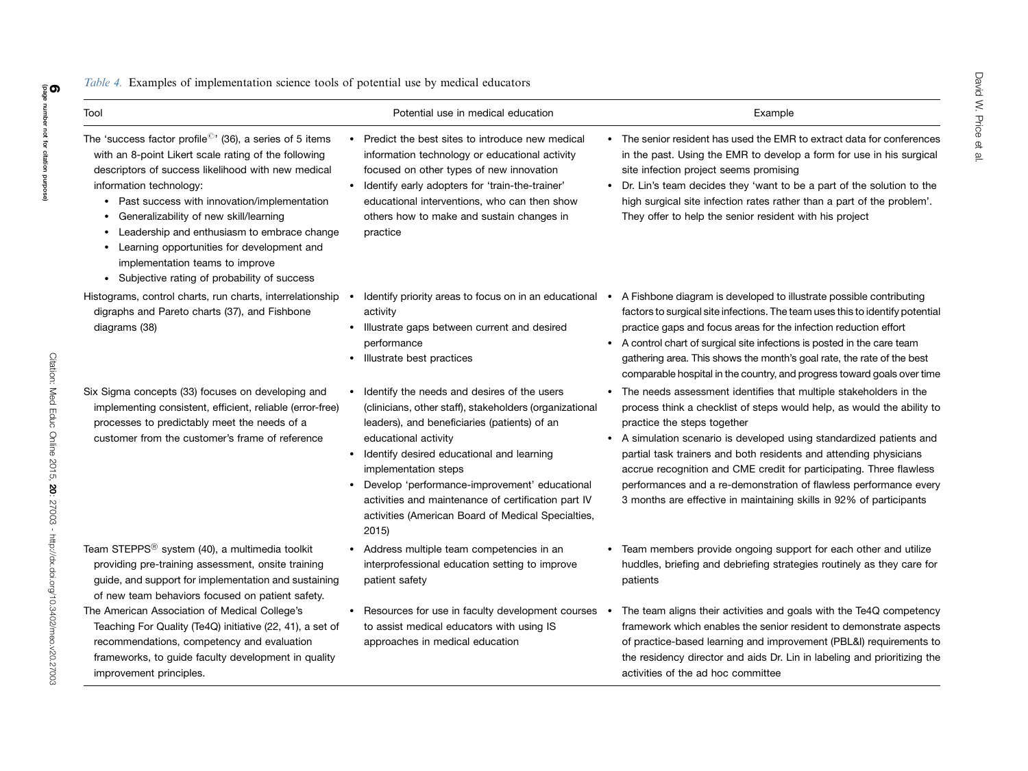*Table 4.* Examples of implementation science tools of potential use by medical educators

| Tool | Potential use in medical education | Example |
|---|---|---|
| The 'success factor profile©' (36), a series of 5 items with an 8-point Likert scale rating of the following descriptors of success likelihood with new medical information technology: • Past success with innovation/implementation • Generalizability of new skill/learning • Leadership and enthusiasm to embrace change • Learning opportunities for development and implementation teams to improve • Subjective rating of probability of success | • Predict the best sites to introduce new medical information technology or educational activity focused on other types of new innovation • Identify early adopters for 'train-the-trainer' educational interventions, who can then show others how to make and sustain changes in practice | • The senior resident has used the EMR to extract data for conferences in the past. Using the EMR to develop a form for use in his surgical site infection project seems promising • Dr. Lin's team decides they 'want to be a part of the solution to the high surgical site infection rates rather than a part of the problem'. They offer to help the senior resident with his project |
| Histograms, control charts, run charts, interrelationship digraphs and Pareto charts (37), and Fishbone diagrams (38) | • Identify priority areas to focus on in an educational activity • Illustrate gaps between current and desired performance • Illustrate best practices | • A Fishbone diagram is developed to illustrate possible contributing factors to surgical site infections. The team uses this to identify potential practice gaps and focus areas for the infection reduction effort • A control chart of surgical site infections is posted in the care team gathering area. This shows the month's goal rate, the rate of the best comparable hospital in the country, and progress toward goals over time |
| Six Sigma concepts (33) focuses on developing and implementing consistent, efficient, reliable (error-free) processes to predictably meet the needs of a customer from the customer's frame of reference | • Identify the needs and desires of the users (clinicians, other staff), stakeholders (organizational leaders), and beneficiaries (patients) of an educational activity • Identify desired educational and learning implementation steps • Develop 'performance-improvement' educational activities and maintenance of certification part IV activities (American Board of Medical Specialties, 2015) | • The needs assessment identifies that multiple stakeholders in the process think a checklist of steps would help, as would the ability to practice the steps together • A simulation scenario is developed using standardized patients and partial task trainers and both residents and attending physicians accrue recognition and CME credit for participating. Three flawless performances and a re-demonstration of flawless performance every 3 months are effective in maintaining skills in 92% of participants |
| Team STEPPS® system (40), a multimedia toolkit providing pre-training assessment, onsite training guide, and support for implementation and sustaining of new team behaviors focused on patient safety. | • Address multiple team competencies in an interprofessional education setting to improve patient safety | • Team members provide ongoing support for each other and utilize huddles, briefing and debriefing strategies routinely as they care for patients |
| The American Association of Medical College's Teaching For Quality (Te4Q) initiative (22, 41), a set of recommendations, competency and evaluation frameworks, to guide faculty development in quality improvement principles. | • Resources for use in faculty development courses to assist medical educators with using IS approaches in medical education | • The team aligns their activities and goals with the Te4Q competency framework which enables the senior resident to demonstrate aspects of practice-based learning and improvement (PBL&I) requirements to the residency director and aids Dr. Lin in labeling and prioritizing the activities of the ad hoc committee |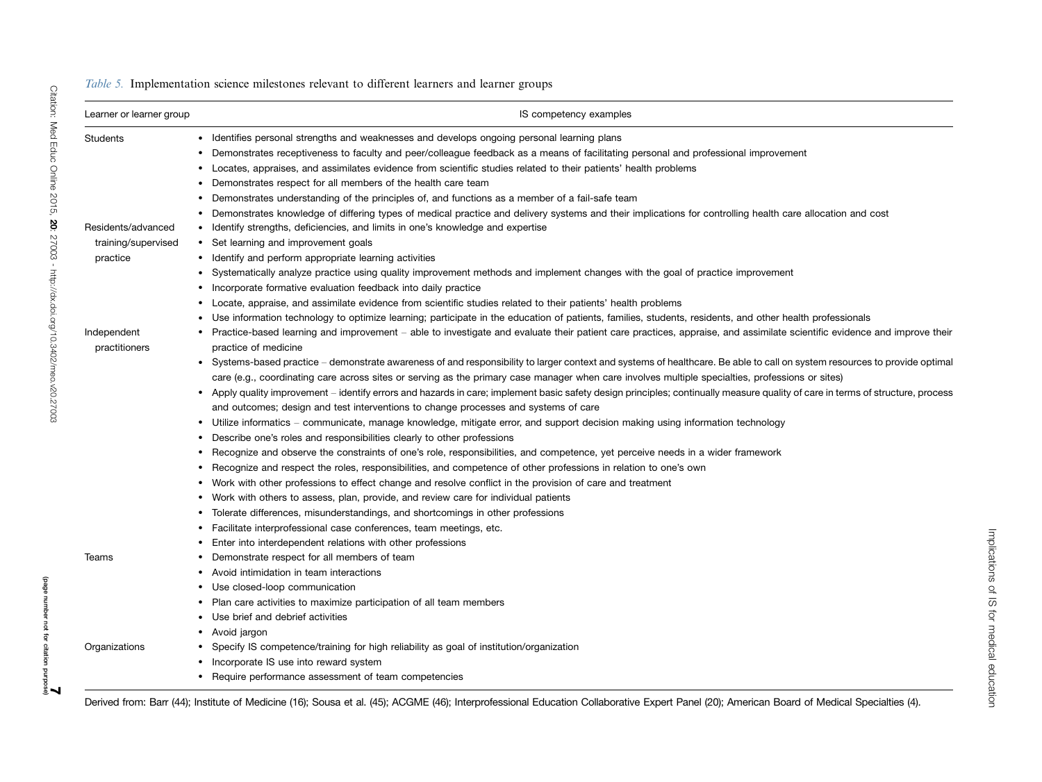*Table 5.* Implementation science milestones relevant to different learners and learner groups

| Learner or learner group | IS competency examples |
|---|---|
| Students | • Identifies personal strengths and weaknesses and develops ongoing personal learning plans<br>• Demonstrates receptiveness to faculty and peer/colleague feedback as a means of facilitating personal and professional improvement<br>• Locates, appraises, and assimilates evidence from scientific studies related to their patients' health problems<br>• Demonstrates respect for all members of the health care team<br>• Demonstrates understanding of the principles of, and functions as a member of a fail-safe team<br>• Demonstrates knowledge of differing types of medical practice and delivery systems and their implications for controlling health care allocation and cost |
| Residents/advanced training/supervised practice | • Identify strengths, deficiencies, and limits in one's knowledge and expertise<br>• Set learning and improvement goals<br>• Identify and perform appropriate learning activities<br>• Systematically analyze practice using quality improvement methods and implement changes with the goal of practice improvement<br>• Incorporate formative evaluation feedback into daily practice<br>• Locate, appraise, and assimilate evidence from scientific studies related to their patients' health problems<br>• Use information technology to optimize learning; participate in the education of patients, families, students, residents, and other health professionals |
| Independent practitioners | • Practice-based learning and improvement – able to investigate and evaluate their patient care practices, appraise, and assimilate scientific evidence and improve their practice of medicine<br>• Systems-based practice – demonstrate awareness of and responsibility to larger context and systems of healthcare. Be able to call on system resources to provide optimal care (e.g., coordinating care across sites or serving as the primary case manager when care involves multiple specialties, professions or sites)<br>• Apply quality improvement – identify errors and hazards in care; implement basic safety design principles; continually measure quality of care in terms of structure, process and outcomes; design and test interventions to change processes and systems of care<br>• Utilize informatics – communicate, manage knowledge, mitigate error, and support decision making using information technology<br>• Describe one's roles and responsibilities clearly to other professions<br>• Recognize and observe the constraints of one's role, responsibilities, and competence, yet perceive needs in a wider framework<br>• Recognize and respect the roles, responsibilities, and competence of other professions in relation to one's own<br>• Work with other professions to effect change and resolve conflict in the provision of care and treatment<br>• Work with others to assess, plan, provide, and review care for individual patients<br>• Tolerate differences, misunderstandings, and shortcomings in other professions<br>• Facilitate interprofessional case conferences, team meetings, etc.<br>• Enter into interdependent relations with other professions |
| Teams | • Demonstrate respect for all members of team<br>• Avoid intimidation in team interactions<br>• Use closed-loop communication<br>• Plan care activities to maximize participation of all team members<br>• Use brief and debrief activities<br>• Avoid jargon |
| Organizations | • Specify IS competence/training for high reliability as goal of institution/organization<br>• Incorporate IS use into reward system<br>• Require performance assessment of team competencies |

Derived from: Barr (44); Institute of Medicine (16); Sousa et al. (45); ACGME (46); Interprofessional Education Collaborative Expert Panel (20); American Board of Medical Specialties (4).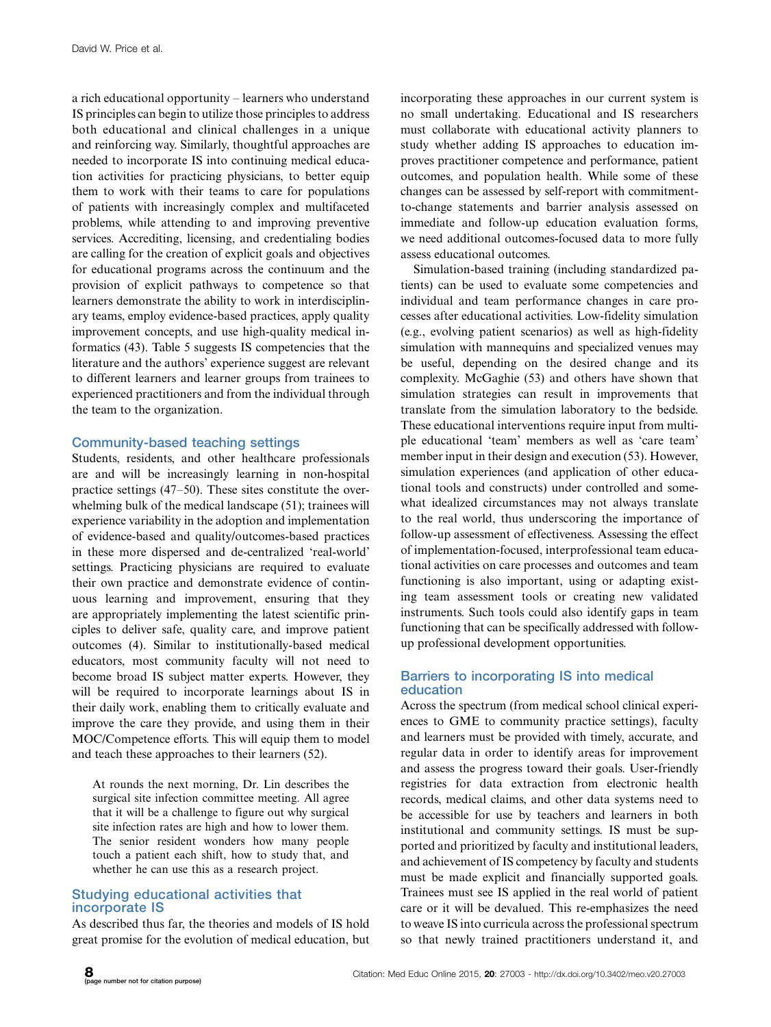a rich educational opportunity – learners who understand IS principles can begin to utilize those principles to address both educational and clinical challenges in a unique and reinforcing way. Similarly, thoughtful approaches are needed to incorporate IS into continuing medical education activities for practicing physicians, to better equip them to work with their teams to care for populations of patients with increasingly complex and multifaceted problems, while attending to and improving preventive services. Accrediting, licensing, and credentialing bodies are calling for the creation of explicit goals and objectives for educational programs across the continuum and the provision of explicit pathways to competence so that learners demonstrate the ability to work in interdisciplinary teams, employ evidence-based practices, apply quality improvement concepts, and use high-quality medical informatics (43). Table 5 suggests IS competencies that the literature and the authors' experience suggest are relevant to different learners and learner groups from trainees to experienced practitioners and from the individual through the team to the organization.

## Community-based teaching settings

Students, residents, and other healthcare professionals are and will be increasingly learning in non-hospital practice settings (47–50). These sites constitute the overwhelming bulk of the medical landscape (51); trainees will experience variability in the adoption and implementation of evidence-based and quality/outcomes-based practices in these more dispersed and de-centralized 'real-world' settings. Practicing physicians are required to evaluate their own practice and demonstrate evidence of continuous learning and improvement, ensuring that they are appropriately implementing the latest scientific principles to deliver safe, quality care, and improve patient outcomes (4). Similar to institutionally-based medical educators, most community faculty will not need to become broad IS subject matter experts. However, they will be required to incorporate learnings about IS in their daily work, enabling them to critically evaluate and improve the care they provide, and using them in their MOC/Competence efforts. This will equip them to model and teach these approaches to their learners (52).

> At rounds the next morning, Dr. Lin describes the surgical site infection committee meeting. All agree that it will be a challenge to figure out why surgical site infection rates are high and how to lower them. The senior resident wonders how many people touch a patient each shift, how to study that, and whether he can use this as a research project.

## Studying educational activities that incorporate IS

As described thus far, the theories and models of IS hold great promise for the evolution of medical education, but incorporating these approaches in our current system is no small undertaking. Educational and IS researchers must collaborate with educational activity planners to study whether adding IS approaches to education improves practitioner competence and performance, patient outcomes, and population health. While some of these changes can be assessed by self-report with commitment-to-change statements and barrier analysis assessed on immediate and follow-up education evaluation forms, we need additional outcomes-focused data to more fully assess educational outcomes.

Simulation-based training (including standardized patients) can be used to evaluate some competencies and individual and team performance changes in care processes after educational activities. Low-fidelity simulation (e.g., evolving patient scenarios) as well as high-fidelity simulation with mannequins and specialized venues may be useful, depending on the desired change and its complexity. McGaghie (53) and others have shown that simulation strategies can result in improvements that translate from the simulation laboratory to the bedside. These educational interventions require input from multiple educational 'team' members as well as 'care team' member input in their design and execution (53). However, simulation experiences (and application of other educational tools and constructs) under controlled and somewhat idealized circumstances may not always translate to the real world, thus underscoring the importance of follow-up assessment of effectiveness. Assessing the effect of implementation-focused, interprofessional team educational activities on care processes and outcomes and team functioning is also important, using or adapting existing team assessment tools or creating new validated instruments. Such tools could also identify gaps in team functioning that can be specifically addressed with follow-up professional development opportunities.

## Barriers to incorporating IS into medical education

Across the spectrum (from medical school clinical experiences to GME to community practice settings), faculty and learners must be provided with timely, accurate, and regular data in order to identify areas for improvement and assess the progress toward their goals. User-friendly registries for data extraction from electronic health records, medical claims, and other data systems need to be accessible for use by teachers and learners in both institutional and community settings. IS must be supported and prioritized by faculty and institutional leaders, and achievement of IS competency by faculty and students must be made explicit and financially supported goals. Trainees must see IS applied in the real world of patient care or it will be devalued. This re-emphasizes the need to weave IS into curricula across the professional spectrum so that newly trained practitioners understand it, and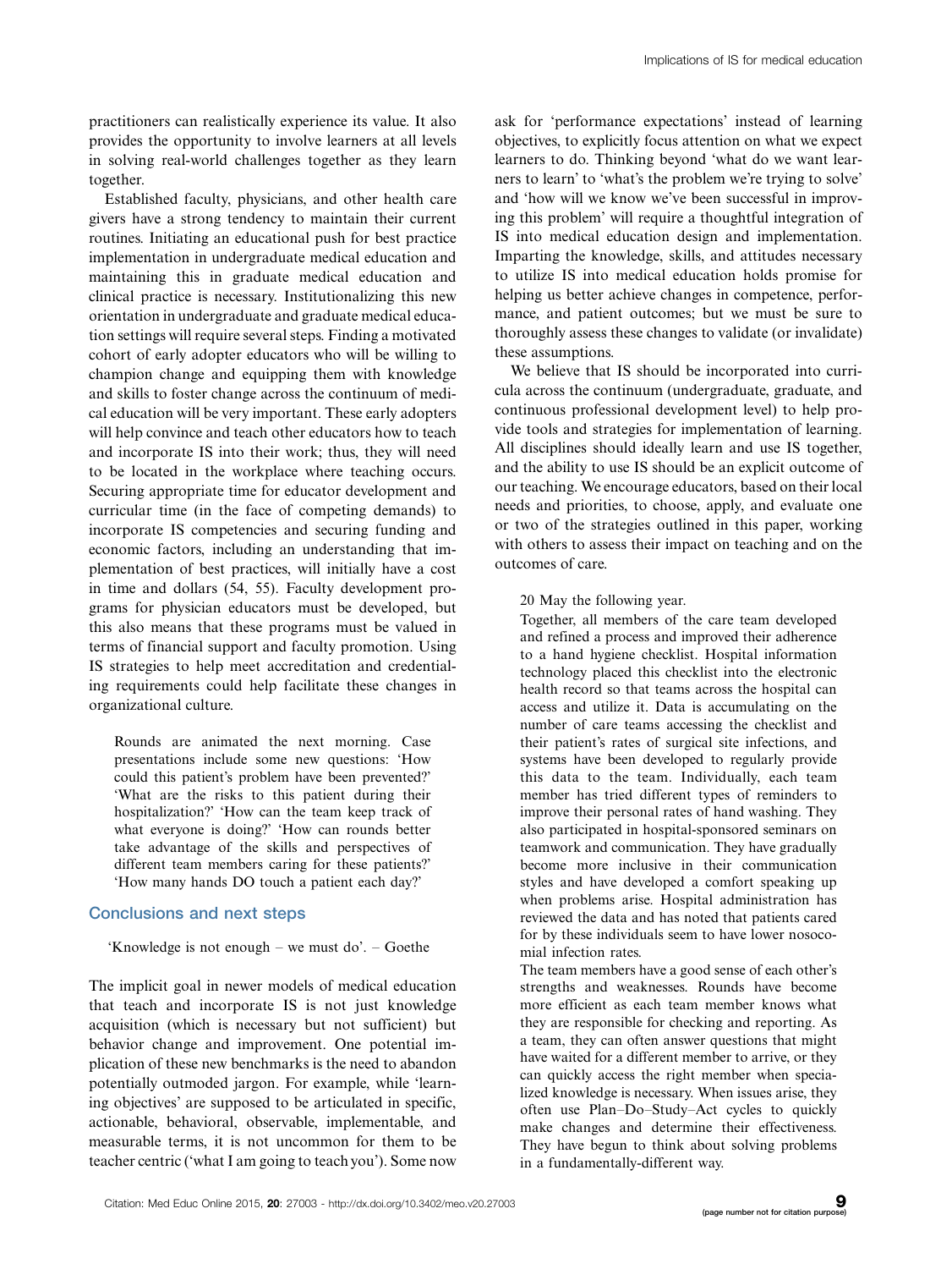practitioners can realistically experience its value. It also provides the opportunity to involve learners at all levels in solving real-world challenges together as they learn together.

Established faculty, physicians, and other health care givers have a strong tendency to maintain their current routines. Initiating an educational push for best practice implementation in undergraduate medical education and maintaining this in graduate medical education and clinical practice is necessary. Institutionalizing this new orientation in undergraduate and graduate medical education settings will require several steps. Finding a motivated cohort of early adopter educators who will be willing to champion change and equipping them with knowledge and skills to foster change across the continuum of medical education will be very important. These early adopters will help convince and teach other educators how to teach and incorporate IS into their work; thus, they will need to be located in the workplace where teaching occurs. Securing appropriate time for educator development and curricular time (in the face of competing demands) to incorporate IS competencies and securing funding and economic factors, including an understanding that implementation of best practices, will initially have a cost in time and dollars (54, 55). Faculty development programs for physician educators must be developed, but this also means that these programs must be valued in terms of financial support and faculty promotion. Using IS strategies to help meet accreditation and credentialing requirements could help facilitate these changes in organizational culture.

> Rounds are animated the next morning. Case presentations include some new questions: 'How could this patient's problem have been prevented?' 'What are the risks to this patient during their hospitalization?' 'How can the team keep track of what everyone is doing?' 'How can rounds better take advantage of the skills and perspectives of different team members caring for these patients?' 'How many hands DO touch a patient each day?'

## Conclusions and next steps

'Knowledge is not enough – we must do'. – Goethe

The implicit goal in newer models of medical education that teach and incorporate IS is not just knowledge acquisition (which is necessary but not sufficient) but behavior change and improvement. One potential implication of these new benchmarks is the need to abandon potentially outmoded jargon. For example, while 'learning objectives' are supposed to be articulated in specific, actionable, behavioral, observable, implementable, and measurable terms, it is not uncommon for them to be teacher centric ('what I am going to teach you'). Some now ask for 'performance expectations' instead of learning objectives, to explicitly focus attention on what we expect learners to do. Thinking beyond 'what do we want learners to learn' to 'what's the problem we're trying to solve' and 'how will we know we've been successful in improving this problem' will require a thoughtful integration of IS into medical education design and implementation. Imparting the knowledge, skills, and attitudes necessary to utilize IS into medical education holds promise for helping us better achieve changes in competence, performance, and patient outcomes; but we must be sure to thoroughly assess these changes to validate (or invalidate) these assumptions.

We believe that IS should be incorporated into curricula across the continuum (undergraduate, graduate, and continuous professional development level) to help provide tools and strategies for implementation of learning. All disciplines should ideally learn and use IS together, and the ability to use IS should be an explicit outcome of our teaching. We encourage educators, based on their local needs and priorities, to choose, apply, and evaluate one or two of the strategies outlined in this paper, working with others to assess their impact on teaching and on the outcomes of care.

> 20 May the following year.
>
> Together, all members of the care team developed and refined a process and improved their adherence to a hand hygiene checklist. Hospital information technology placed this checklist into the electronic health record so that teams across the hospital can access and utilize it. Data is accumulating on the number of care teams accessing the checklist and their patient's rates of surgical site infections, and systems have been developed to regularly provide this data to the team. Individually, each team member has tried different types of reminders to improve their personal rates of hand washing. They also participated in hospital-sponsored seminars on teamwork and communication. They have gradually become more inclusive in their communication styles and have developed a comfort speaking up when problems arise. Hospital administration has reviewed the data and has noted that patients cared for by these individuals seem to have lower nosocomial infection rates.
>
> The team members have a good sense of each other's strengths and weaknesses. Rounds have become more efficient as each team member knows what they are responsible for checking and reporting. As a team, they can often answer questions that might have waited for a different member to arrive, or they can quickly access the right member when specialized knowledge is necessary. When issues arise, they often use Plan–Do–Study–Act cycles to quickly make changes and determine their effectiveness. They have begun to think about solving problems in a fundamentally-different way.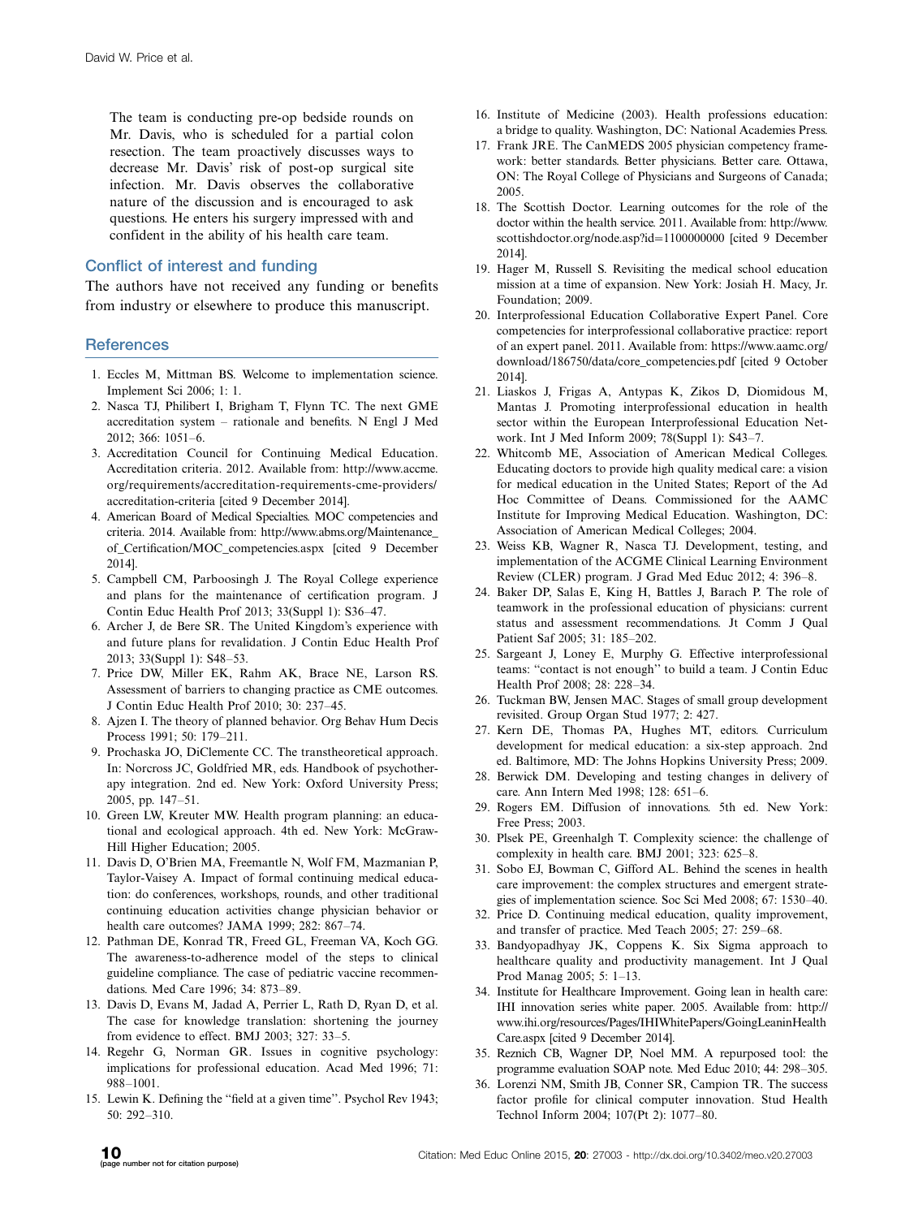The team is conducting pre-op bedside rounds on Mr. Davis, who is scheduled for a partial colon resection. The team proactively discusses ways to decrease Mr. Davis' risk of post-op surgical site infection. Mr. Davis observes the collaborative nature of the discussion and is encouraged to ask questions. He enters his surgery impressed with and confident in the ability of his health care team.

## Conflict of interest and funding

The authors have not received any funding or benefits from industry or elsewhere to produce this manuscript.

## References

1. Eccles M, Mittman BS. Welcome to implementation science. Implement Sci 2006; 1: 1.
2. Nasca TJ, Philibert I, Brigham T, Flynn TC. The next GME accreditation system – rationale and benefits. N Engl J Med 2012; 366: 1051–6.
3. Accreditation Council for Continuing Medical Education. Accreditation criteria. 2012. Available from: http://www.accme.org/requirements/accreditation-requirements-cme-providers/accreditation-criteria [cited 9 December 2014].
4. American Board of Medical Specialties. MOC competencies and criteria. 2014. Available from: http://www.abms.org/Maintenance_of_Certification/MOC_competencies.aspx [cited 9 December 2014].
5. Campbell CM, Parboosingh J. The Royal College experience and plans for the maintenance of certification program. J Contin Educ Health Prof 2013; 33(Suppl 1): S36–47.
6. Archer J, de Bere SR. The United Kingdom's experience with and future plans for revalidation. J Contin Educ Health Prof 2013; 33(Suppl 1): S48–53.
7. Price DW, Miller EK, Rahm AK, Brace NE, Larson RS. Assessment of barriers to changing practice as CME outcomes. J Contin Educ Health Prof 2010; 30: 237–45.
8. Ajzen I. The theory of planned behavior. Org Behav Hum Decis Process 1991; 50: 179–211.
9. Prochaska JO, DiClemente CC. The transtheoretical approach. In: Norcross JC, Goldfried MR, eds. Handbook of psychotherapy integration. 2nd ed. New York: Oxford University Press; 2005, pp. 147–51.
10. Green LW, Kreuter MW. Health program planning: an educational and ecological approach. 4th ed. New York: McGraw-Hill Higher Education; 2005.
11. Davis D, O'Brien MA, Freemantle N, Wolf FM, Mazmanian P, Taylor-Vaisey A. Impact of formal continuing medical education: do conferences, workshops, rounds, and other traditional continuing education activities change physician behavior or health care outcomes? JAMA 1999; 282: 867–74.
12. Pathman DE, Konrad TR, Freed GL, Freeman VA, Koch GG. The awareness-to-adherence model of the steps to clinical guideline compliance. The case of pediatric vaccine recommendations. Med Care 1996; 34: 873–89.
13. Davis D, Evans M, Jadad A, Perrier L, Rath D, Ryan D, et al. The case for knowledge translation: shortening the journey from evidence to effect. BMJ 2003; 327: 33–5.
14. Regehr G, Norman GR. Issues in cognitive psychology: implications for professional education. Acad Med 1996; 71: 988–1001.
15. Lewin K. Defining the ''field at a given time''. Psychol Rev 1943; 50: 292–310.
16. Institute of Medicine (2003). Health professions education: a bridge to quality. Washington, DC: National Academies Press.
17. Frank JRE. The CanMEDS 2005 physician competency framework: better standards. Better physicians. Better care. Ottawa, ON: The Royal College of Physicians and Surgeons of Canada; 2005.
18. The Scottish Doctor. Learning outcomes for the role of the doctor within the health service. 2011. Available from: http://www.scottishdoctor.org/node.asp?id=1100000000 [cited 9 December 2014].
19. Hager M, Russell S. Revisiting the medical school education mission at a time of expansion. New York: Josiah H. Macy, Jr. Foundation; 2009.
20. Interprofessional Education Collaborative Expert Panel. Core competencies for interprofessional collaborative practice: report of an expert panel. 2011. Available from: https://www.aamc.org/download/186750/data/core_competencies.pdf [cited 9 October 2014].
21. Liaskos J, Frigas A, Antypas K, Zikos D, Diomidous M, Mantas J. Promoting interprofessional education in health sector within the European Interprofessional Education Network. Int J Med Inform 2009; 78(Suppl 1): S43–7.
22. Whitcomb ME, Association of American Medical Colleges. Educating doctors to provide high quality medical care: a vision for medical education in the United States; Report of the Ad Hoc Committee of Deans. Commissioned for the AAMC Institute for Improving Medical Education. Washington, DC: Association of American Medical Colleges; 2004.
23. Weiss KB, Wagner R, Nasca TJ. Development, testing, and implementation of the ACGME Clinical Learning Environment Review (CLER) program. J Grad Med Educ 2012; 4: 396–8.
24. Baker DP, Salas E, King H, Battles J, Barach P. The role of teamwork in the professional education of physicians: current status and assessment recommendations. Jt Comm J Qual Patient Saf 2005; 31: 185–202.
25. Sargeant J, Loney E, Murphy G. Effective interprofessional teams: ''contact is not enough'' to build a team. J Contin Educ Health Prof 2008; 28: 228–34.
26. Tuckman BW, Jensen MAC. Stages of small group development revisited. Group Organ Stud 1977; 2: 427.
27. Kern DE, Thomas PA, Hughes MT, editors. Curriculum development for medical education: a six-step approach. 2nd ed. Baltimore, MD: The Johns Hopkins University Press; 2009.
28. Berwick DM. Developing and testing changes in delivery of care. Ann Intern Med 1998; 128: 651–6.
29. Rogers EM. Diffusion of innovations. 5th ed. New York: Free Press; 2003.
30. Plsek PE, Greenhalgh T. Complexity science: the challenge of complexity in health care. BMJ 2001; 323: 625–8.
31. Sobo EJ, Bowman C, Gifford AL. Behind the scenes in health care improvement: the complex structures and emergent strategies of implementation science. Soc Sci Med 2008; 67: 1530–40.
32. Price D. Continuing medical education, quality improvement, and transfer of practice. Med Teach 2005; 27: 259–68.
33. Bandyopadhyay JK, Coppens K. Six Sigma approach to healthcare quality and productivity management. Int J Qual Prod Manag 2005; 5: 1–13.
34. Institute for Healthcare Improvement. Going lean in health care: IHI innovation series white paper. 2005. Available from: http://www.ihi.org/resources/Pages/IHIWhitePapers/GoingLeaninHealthCare.aspx [cited 9 December 2014].
35. Reznich CB, Wagner DP, Noel MM. A repurposed tool: the programme evaluation SOAP note. Med Educ 2010; 44: 298–305.
36. Lorenzi NM, Smith JB, Conner SR, Campion TR. The success factor profile for clinical computer innovation. Stud Health Technol Inform 2004; 107(Pt 2): 1077–80.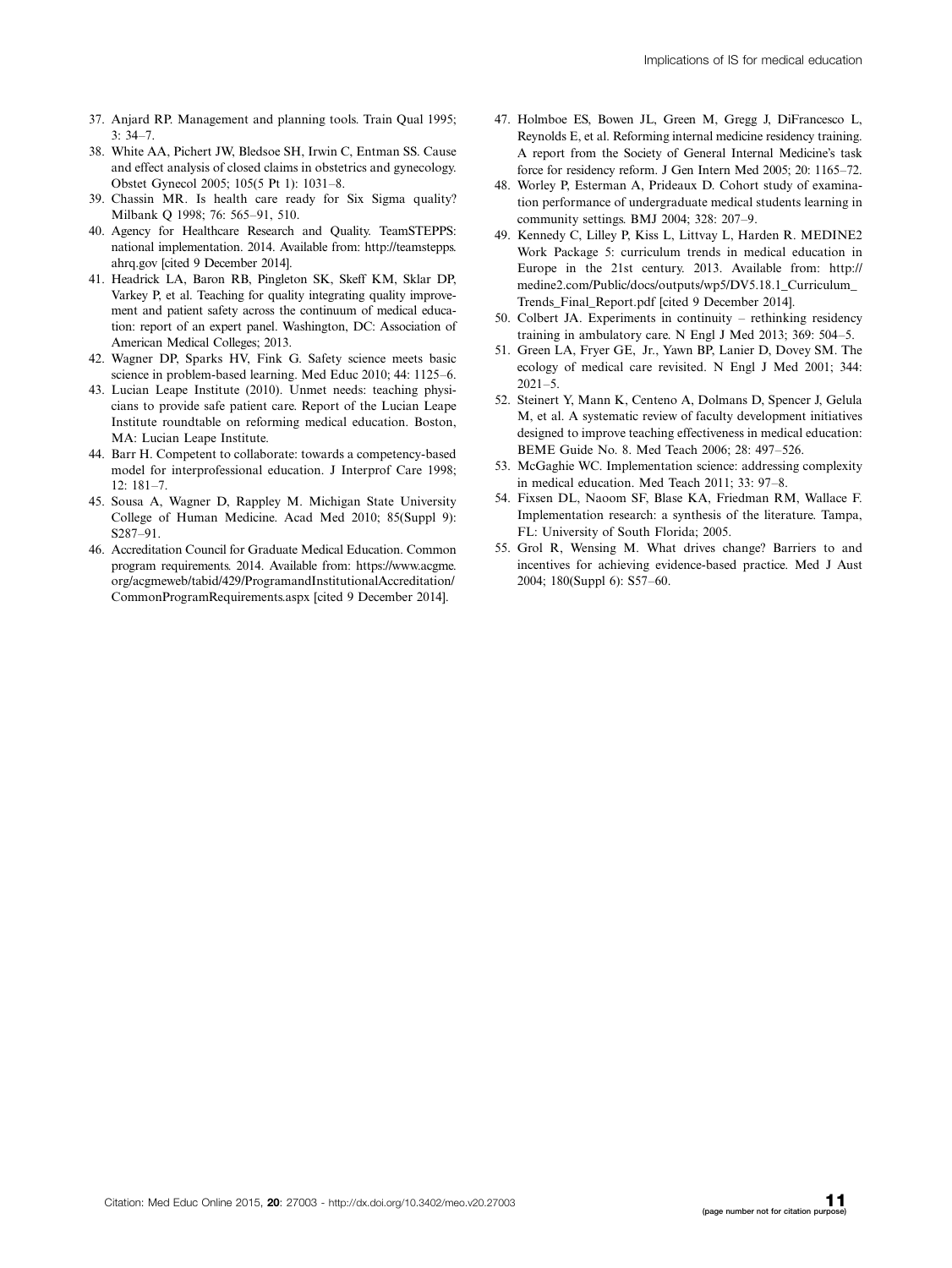37. Anjard RP. Management and planning tools. Train Qual 1995; 3: 34–7.
38. White AA, Pichert JW, Bledsoe SH, Irwin C, Entman SS. Cause and effect analysis of closed claims in obstetrics and gynecology. Obstet Gynecol 2005; 105(5 Pt 1): 1031–8.
39. Chassin MR. Is health care ready for Six Sigma quality? Milbank Q 1998; 76: 565–91, 510.
40. Agency for Healthcare Research and Quality. TeamSTEPPS: national implementation. 2014. Available from: http://teamstepps.ahrq.gov [cited 9 December 2014].
41. Headrick LA, Baron RB, Pingleton SK, Skeff KM, Sklar DP, Varkey P, et al. Teaching for quality integrating quality improvement and patient safety across the continuum of medical education: report of an expert panel. Washington, DC: Association of American Medical Colleges; 2013.
42. Wagner DP, Sparks HV, Fink G. Safety science meets basic science in problem-based learning. Med Educ 2010; 44: 1125–6.
43. Lucian Leape Institute (2010). Unmet needs: teaching physicians to provide safe patient care. Report of the Lucian Leape Institute roundtable on reforming medical education. Boston, MA: Lucian Leape Institute.
44. Barr H. Competent to collaborate: towards a competency-based model for interprofessional education. J Interprof Care 1998; 12: 181–7.
45. Sousa A, Wagner D, Rappley M. Michigan State University College of Human Medicine. Acad Med 2010; 85(Suppl 9): S287–91.
46. Accreditation Council for Graduate Medical Education. Common program requirements. 2014. Available from: https://www.acgme.org/acgmeweb/tabid/429/ProgramandInstitutionalAccreditation/CommonProgramRequirements.aspx [cited 9 December 2014].
47. Holmboe ES, Bowen JL, Green M, Gregg J, DiFrancesco L, Reynolds E, et al. Reforming internal medicine residency training. A report from the Society of General Internal Medicine's task force for residency reform. J Gen Intern Med 2005; 20: 1165–72.
48. Worley P, Esterman A, Prideaux D. Cohort study of examination performance of undergraduate medical students learning in community settings. BMJ 2004; 328: 207–9.
49. Kennedy C, Lilley P, Kiss L, Littvay L, Harden R. MEDINE2 Work Package 5: curriculum trends in medical education in Europe in the 21st century. 2013. Available from: http://medine2.com/Public/docs/outputs/wp5/DV5.18.1_Curriculum_Trends_Final_Report.pdf [cited 9 December 2014].
50. Colbert JA. Experiments in continuity – rethinking residency training in ambulatory care. N Engl J Med 2013; 369: 504–5.
51. Green LA, Fryer GE, Jr., Yawn BP, Lanier D, Dovey SM. The ecology of medical care revisited. N Engl J Med 2001; 344: 2021–5.
52. Steinert Y, Mann K, Centeno A, Dolmans D, Spencer J, Gelula M, et al. A systematic review of faculty development initiatives designed to improve teaching effectiveness in medical education: BEME Guide No. 8. Med Teach 2006; 28: 497–526.
53. McGaghie WC. Implementation science: addressing complexity in medical education. Med Teach 2011; 33: 97–8.
54. Fixsen DL, Naoom SF, Blase KA, Friedman RM, Wallace F. Implementation research: a synthesis of the literature. Tampa, FL: University of South Florida; 2005.
55. Grol R, Wensing M. What drives change? Barriers to and incentives for achieving evidence-based practice. Med J Aust 2004; 180(Suppl 6): S57–60.